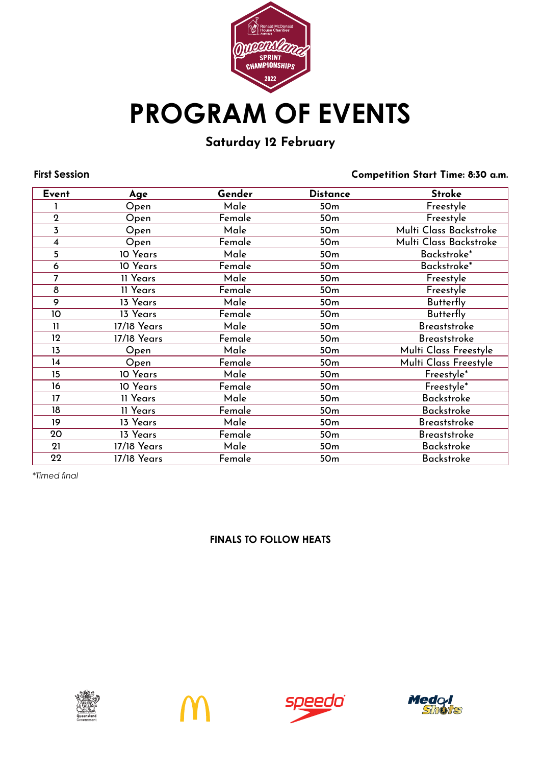# PROGRAM OF EVENTS

## Saturday 12 February

**First Session** — **Competition Start Time: 8:30 a.m.**

| Event | Age | Gender | Distance | Stroke |
|---|---|---|---|---|
| 1 | Open | Male | 50m | Freestyle |
| 2 | Open | Female | 50m | Freestyle |
| 3 | Open | Male | 50m | Multi Class Backstroke |
| 4 | Open | Female | 50m | Multi Class Backstroke |
| 5 | 10 Years | Male | 50m | Backstroke* |
| 6 | 10 Years | Female | 50m | Backstroke* |
| 7 | 11 Years | Male | 50m | Freestyle |
| 8 | 11 Years | Female | 50m | Freestyle |
| 9 | 13 Years | Male | 50m | Butterfly |
| 10 | 13 Years | Female | 50m | Butterfly |
| 11 | 17/18 Years | Male | 50m | Breaststroke |
| 12 | 17/18 Years | Female | 50m | Breaststroke |
| 13 | Open | Male | 50m | Multi Class Freestyle |
| 14 | Open | Female | 50m | Multi Class Freestyle |
| 15 | 10 Years | Male | 50m | Freestyle* |
| 16 | 10 Years | Female | 50m | Freestyle* |
| 17 | 11 Years | Male | 50m | Backstroke |
| 18 | 11 Years | Female | 50m | Backstroke |
| 19 | 13 Years | Male | 50m | Breaststroke |
| 20 | 13 Years | Female | 50m | Breaststroke |
| 21 | 17/18 Years | Male | 50m | Backstroke |
| 22 | 17/18 Years | Female | 50m | Backstroke |

*\*Timed final*

**FINALS TO FOLLOW HEATS**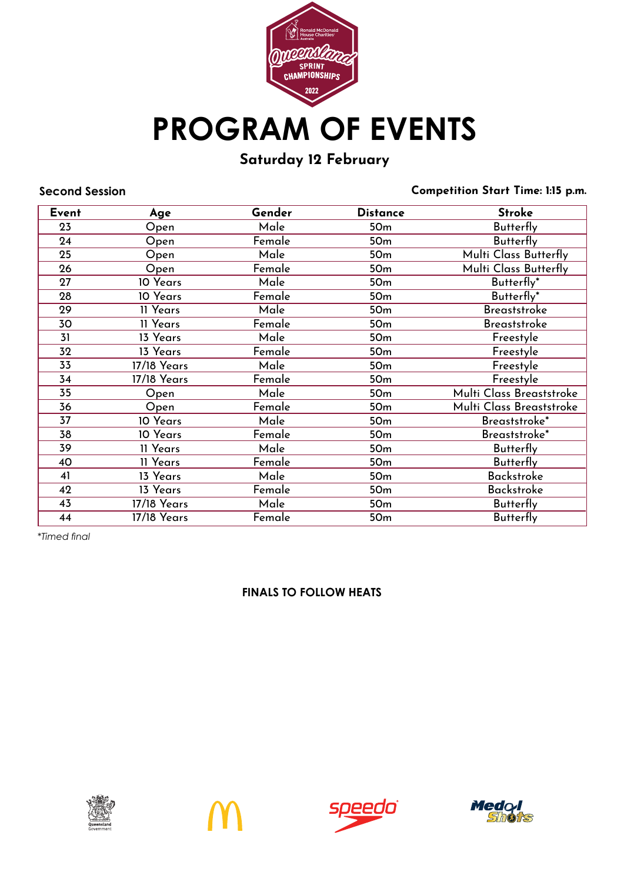# PROGRAM OF EVENTS

## Saturday 12 February

**Second Session** | **Competition Start Time: 1:15 p.m.**

| Event | Age | Gender | Distance | Stroke |
|---|---|---|---|---|
| 23 | Open | Male | 50m | Butterfly |
| 24 | Open | Female | 50m | Butterfly |
| 25 | Open | Male | 50m | Multi Class Butterfly |
| 26 | Open | Female | 50m | Multi Class Butterfly |
| 27 | 10 Years | Male | 50m | Butterfly* |
| 28 | 10 Years | Female | 50m | Butterfly* |
| 29 | 11 Years | Male | 50m | Breaststroke |
| 30 | 11 Years | Female | 50m | Breaststroke |
| 31 | 13 Years | Male | 50m | Freestyle |
| 32 | 13 Years | Female | 50m | Freestyle |
| 33 | 17/18 Years | Male | 50m | Freestyle |
| 34 | 17/18 Years | Female | 50m | Freestyle |
| 35 | Open | Male | 50m | Multi Class Breaststroke |
| 36 | Open | Female | 50m | Multi Class Breaststroke |
| 37 | 10 Years | Male | 50m | Breaststroke* |
| 38 | 10 Years | Female | 50m | Breaststroke* |
| 39 | 11 Years | Male | 50m | Butterfly |
| 40 | 11 Years | Female | 50m | Butterfly |
| 41 | 13 Years | Male | 50m | Backstroke |
| 42 | 13 Years | Female | 50m | Backstroke |
| 43 | 17/18 Years | Male | 50m | Butterfly |
| 44 | 17/18 Years | Female | 50m | Butterfly |

*\*Timed final*

**FINALS TO FOLLOW HEATS**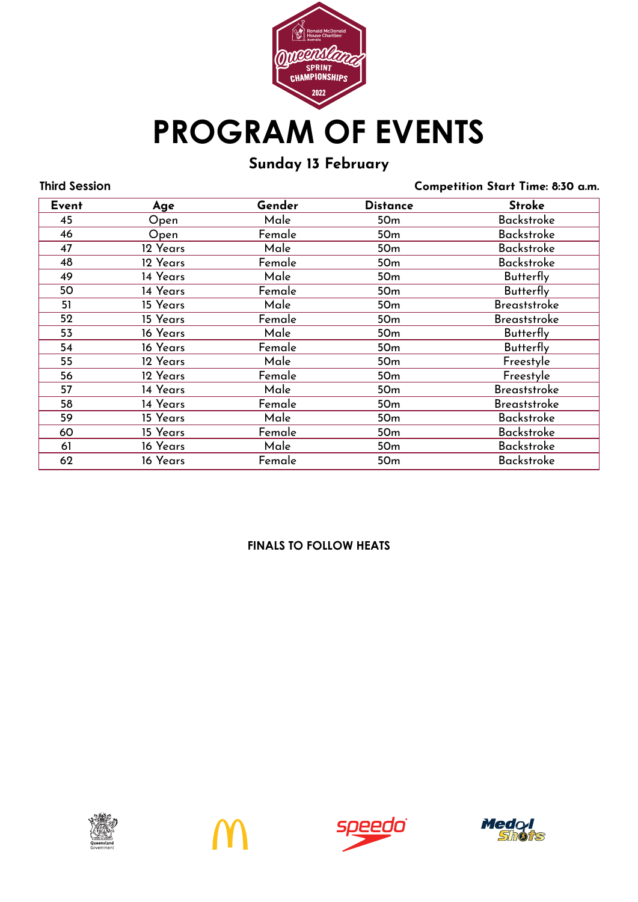# PROGRAM OF EVENTS

## Sunday 13 February

**Third Session** — **Competition Start Time: 8:30 a.m.**

| Event | Age | Gender | Distance | Stroke |
|---|---|---|---|---|
| 45 | Open | Male | 50m | Backstroke |
| 46 | Open | Female | 50m | Backstroke |
| 47 | 12 Years | Male | 50m | Backstroke |
| 48 | 12 Years | Female | 50m | Backstroke |
| 49 | 14 Years | Male | 50m | Butterfly |
| 50 | 14 Years | Female | 50m | Butterfly |
| 51 | 15 Years | Male | 50m | Breaststroke |
| 52 | 15 Years | Female | 50m | Breaststroke |
| 53 | 16 Years | Male | 50m | Butterfly |
| 54 | 16 Years | Female | 50m | Butterfly |
| 55 | 12 Years | Male | 50m | Freestyle |
| 56 | 12 Years | Female | 50m | Freestyle |
| 57 | 14 Years | Male | 50m | Breaststroke |
| 58 | 14 Years | Female | 50m | Breaststroke |
| 59 | 15 Years | Male | 50m | Backstroke |
| 60 | 15 Years | Female | 50m | Backstroke |
| 61 | 16 Years | Male | 50m | Backstroke |
| 62 | 16 Years | Female | 50m | Backstroke |

**FINALS TO FOLLOW HEATS**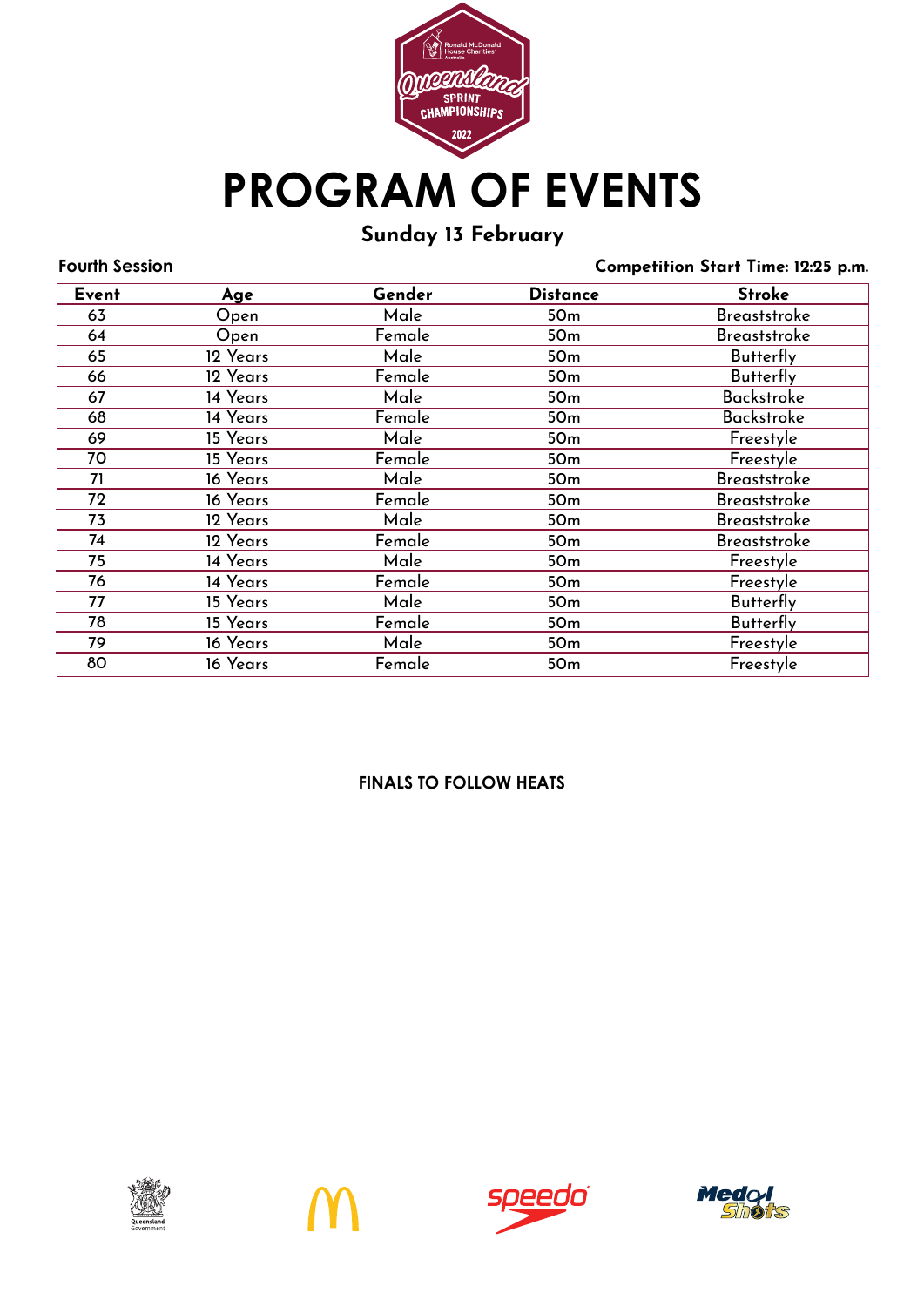# PROGRAM OF EVENTS

## Sunday 13 February

**Fourth Session** **Competition Start Time: 12:25 p.m.**

| Event | Age | Gender | Distance | Stroke |
|---|---|---|---|---|
| 63 | Open | Male | 50m | Breaststroke |
| 64 | Open | Female | 50m | Breaststroke |
| 65 | 12 Years | Male | 50m | Butterfly |
| 66 | 12 Years | Female | 50m | Butterfly |
| 67 | 14 Years | Male | 50m | Backstroke |
| 68 | 14 Years | Female | 50m | Backstroke |
| 69 | 15 Years | Male | 50m | Freestyle |
| 70 | 15 Years | Female | 50m | Freestyle |
| 71 | 16 Years | Male | 50m | Breaststroke |
| 72 | 16 Years | Female | 50m | Breaststroke |
| 73 | 12 Years | Male | 50m | Breaststroke |
| 74 | 12 Years | Female | 50m | Breaststroke |
| 75 | 14 Years | Male | 50m | Freestyle |
| 76 | 14 Years | Female | 50m | Freestyle |
| 77 | 15 Years | Male | 50m | Butterfly |
| 78 | 15 Years | Female | 50m | Butterfly |
| 79 | 16 Years | Male | 50m | Freestyle |
| 80 | 16 Years | Female | 50m | Freestyle |

**FINALS TO FOLLOW HEATS**